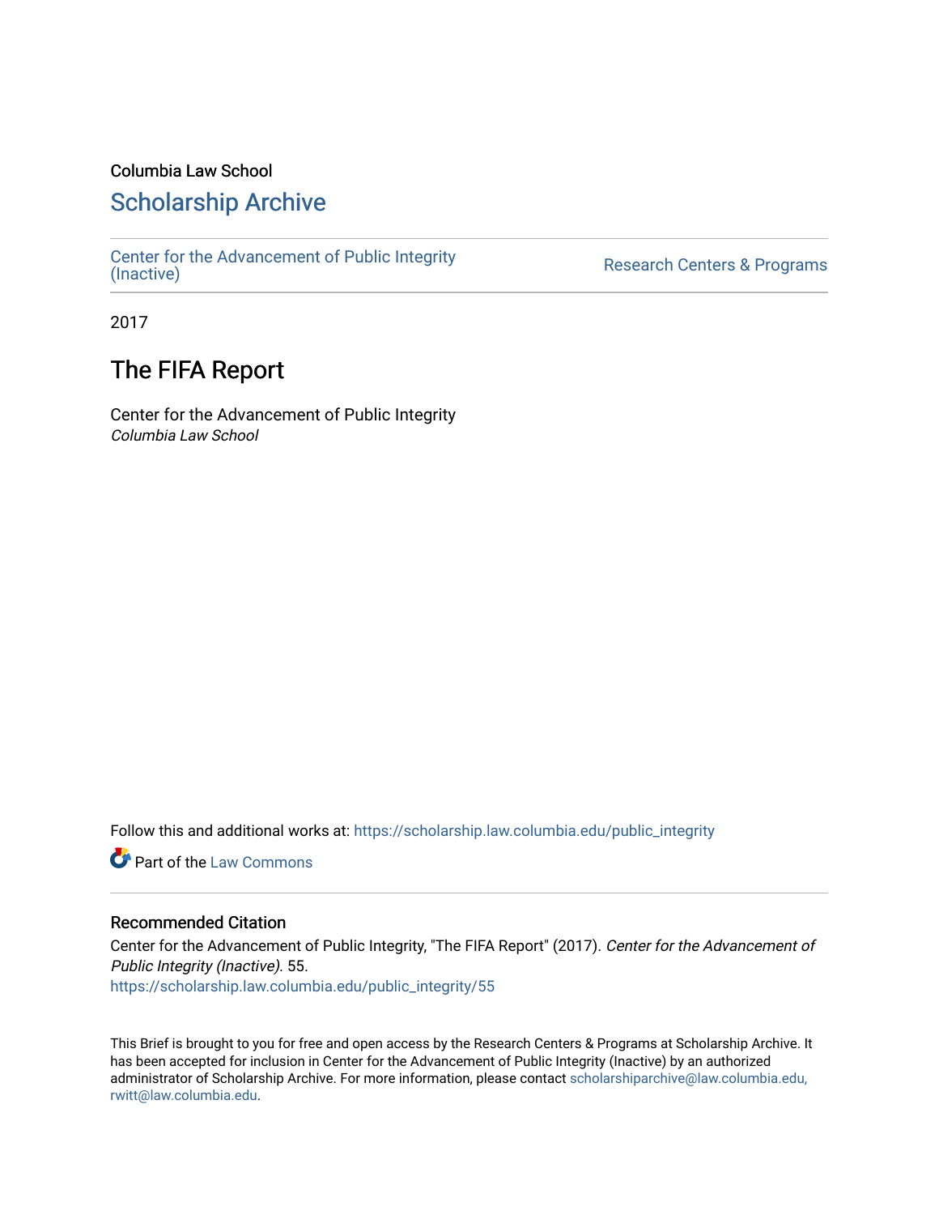Columbia Law School

# Scholarship Archive

Center for the Advancement of Public Integrity (Inactive)

Research Centers & Programs

2017

## The FIFA Report

Center for the Advancement of Public Integrity
*Columbia Law School*

Follow this and additional works at: https://scholarship.law.columbia.edu/public_integrity

Part of the Law Commons

### Recommended Citation

Center for the Advancement of Public Integrity, "The FIFA Report" (2017). *Center for the Advancement of Public Integrity (Inactive)*. 55.
https://scholarship.law.columbia.edu/public_integrity/55

This Brief is brought to you for free and open access by the Research Centers & Programs at Scholarship Archive. It has been accepted for inclusion in Center for the Advancement of Public Integrity (Inactive) by an authorized administrator of Scholarship Archive. For more information, please contact scholarshiparchive@law.columbia.edu, rwitt@law.columbia.edu.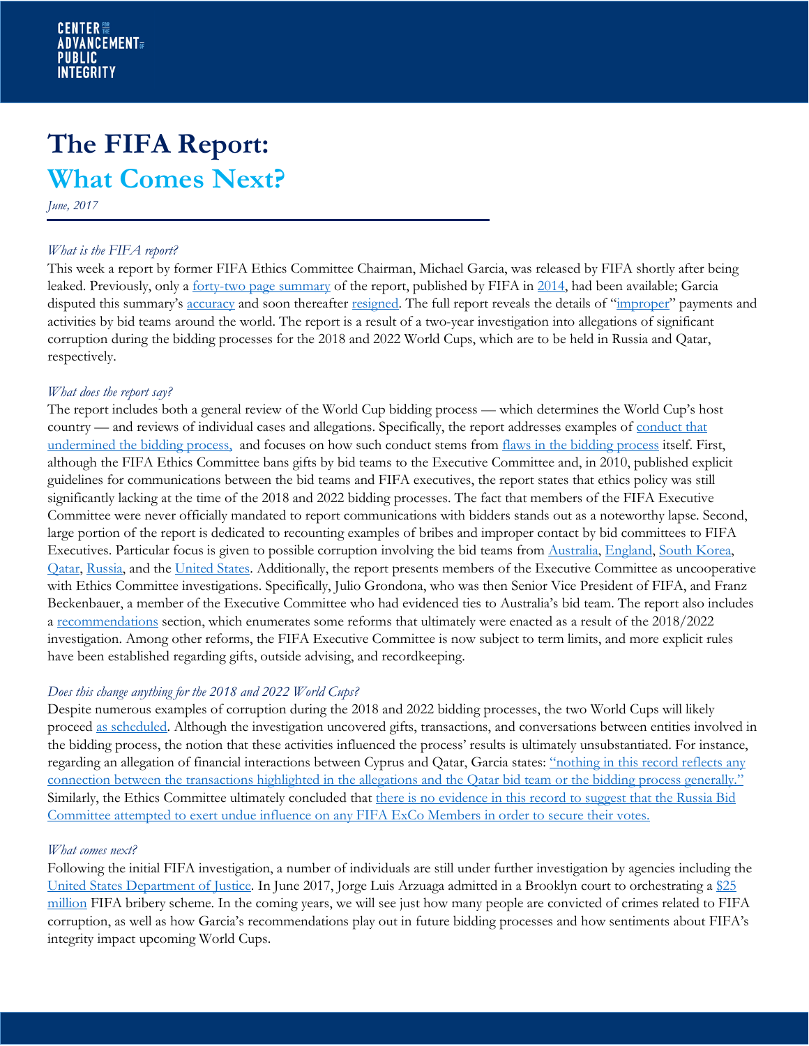CENTER FOR THE ADVANCEMENT OF PUBLIC INTEGRITY

# The FIFA Report:
## What Comes Next?

*June, 2017*

### *What is the FIFA report?*

This week a report by former FIFA Ethics Committee Chairman, Michael Garcia, was released by FIFA shortly after being leaked. Previously, only a forty-two page summary of the report, published by FIFA in 2014, had been available; Garcia disputed this summary's accuracy and soon thereafter resigned. The full report reveals the details of "improper" payments and activities by bid teams around the world. The report is a result of a two-year investigation into allegations of significant corruption during the bidding processes for the 2018 and 2022 World Cups, which are to be held in Russia and Qatar, respectively.

### *What does the report say?*

The report includes both a general review of the World Cup bidding process — which determines the World Cup's host country — and reviews of individual cases and allegations. Specifically, the report addresses examples of conduct that undermined the bidding process, and focuses on how such conduct stems from flaws in the bidding process itself. First, although the FIFA Ethics Committee bans gifts by bid teams to the Executive Committee and, in 2010, published explicit guidelines for communications between the bid teams and FIFA executives, the report states that ethics policy was still significantly lacking at the time of the 2018 and 2022 bidding processes. The fact that members of the FIFA Executive Committee were never officially mandated to report communications with bidders stands out as a noteworthy lapse. Second, large portion of the report is dedicated to recounting examples of bribes and improper contact by bid committees to FIFA Executives. Particular focus is given to possible corruption involving the bid teams from Australia, England, South Korea, Qatar, Russia, and the United States. Additionally, the report presents members of the Executive Committee as uncooperative with Ethics Committee investigations. Specifically, Julio Grondona, who was then Senior Vice President of FIFA, and Franz Beckenbauer, a member of the Executive Committee who had evidenced ties to Australia's bid team. The report also includes a recommendations section, which enumerates some reforms that ultimately were enacted as a result of the 2018/2022 investigation. Among other reforms, the FIFA Executive Committee is now subject to term limits, and more explicit rules have been established regarding gifts, outside advising, and recordkeeping.

### *Does this change anything for the 2018 and 2022 World Cups?*

Despite numerous examples of corruption during the 2018 and 2022 bidding processes, the two World Cups will likely proceed as scheduled. Although the investigation uncovered gifts, transactions, and conversations between entities involved in the bidding process, the notion that these activities influenced the process' results is ultimately unsubstantiated. For instance, regarding an allegation of financial interactions between Cyprus and Qatar, Garcia states: "nothing in this record reflects any connection between the transactions highlighted in the allegations and the Qatar bid team or the bidding process generally." Similarly, the Ethics Committee ultimately concluded that there is no evidence in this record to suggest that the Russia Bid Committee attempted to exert undue influence on any FIFA ExCo Members in order to secure their votes.

### *What comes next?*

Following the initial FIFA investigation, a number of individuals are still under further investigation by agencies including the United States Department of Justice. In June 2017, Jorge Luis Arzuaga admitted in a Brooklyn court to orchestrating a $25 million FIFA bribery scheme. In the coming years, we will see just how many people are convicted of crimes related to FIFA corruption, as well as how Garcia's recommendations play out in future bidding processes and how sentiments about FIFA's integrity impact upcoming World Cups.